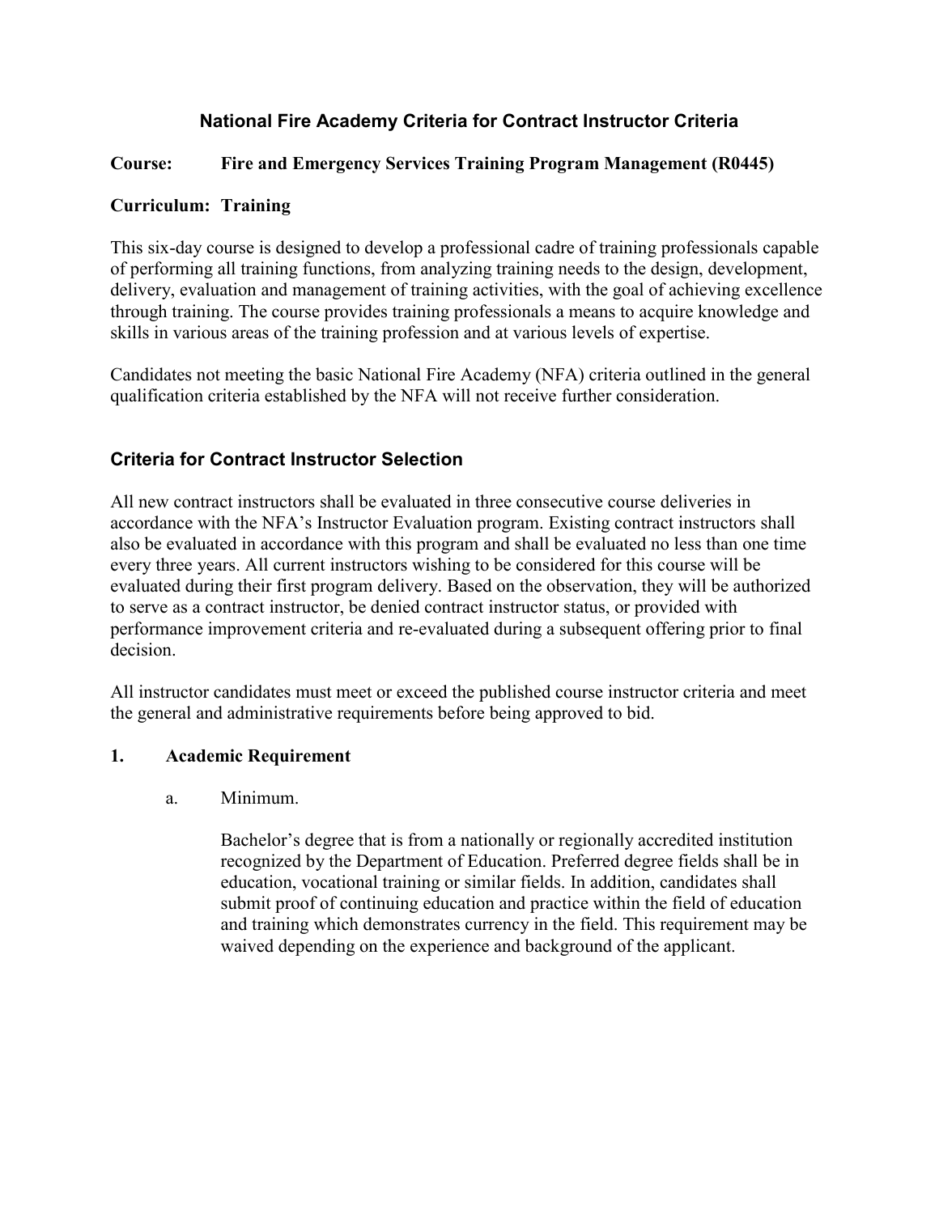# National Fire Academy Criteria for Contract Instructor Criteria

**Course:** **Fire and Emergency Services Training Program Management (R0445)**

**Curriculum: Training**

This six-day course is designed to develop a professional cadre of training professionals capable of performing all training functions, from analyzing training needs to the design, development, delivery, evaluation and management of training activities, with the goal of achieving excellence through training. The course provides training professionals a means to acquire knowledge and skills in various areas of the training profession and at various levels of expertise.

Candidates not meeting the basic National Fire Academy (NFA) criteria outlined in the general qualification criteria established by the NFA will not receive further consideration.

## Criteria for Contract Instructor Selection

All new contract instructors shall be evaluated in three consecutive course deliveries in accordance with the NFA's Instructor Evaluation program. Existing contract instructors shall also be evaluated in accordance with this program and shall be evaluated no less than one time every three years. All current instructors wishing to be considered for this course will be evaluated during their first program delivery. Based on the observation, they will be authorized to serve as a contract instructor, be denied contract instructor status, or provided with performance improvement criteria and re-evaluated during a subsequent offering prior to final decision.

All instructor candidates must meet or exceed the published course instructor criteria and meet the general and administrative requirements before being approved to bid.

### 1. Academic Requirement

a. Minimum.

Bachelor's degree that is from a nationally or regionally accredited institution recognized by the Department of Education. Preferred degree fields shall be in education, vocational training or similar fields. In addition, candidates shall submit proof of continuing education and practice within the field of education and training which demonstrates currency in the field. This requirement may be waived depending on the experience and background of the applicant.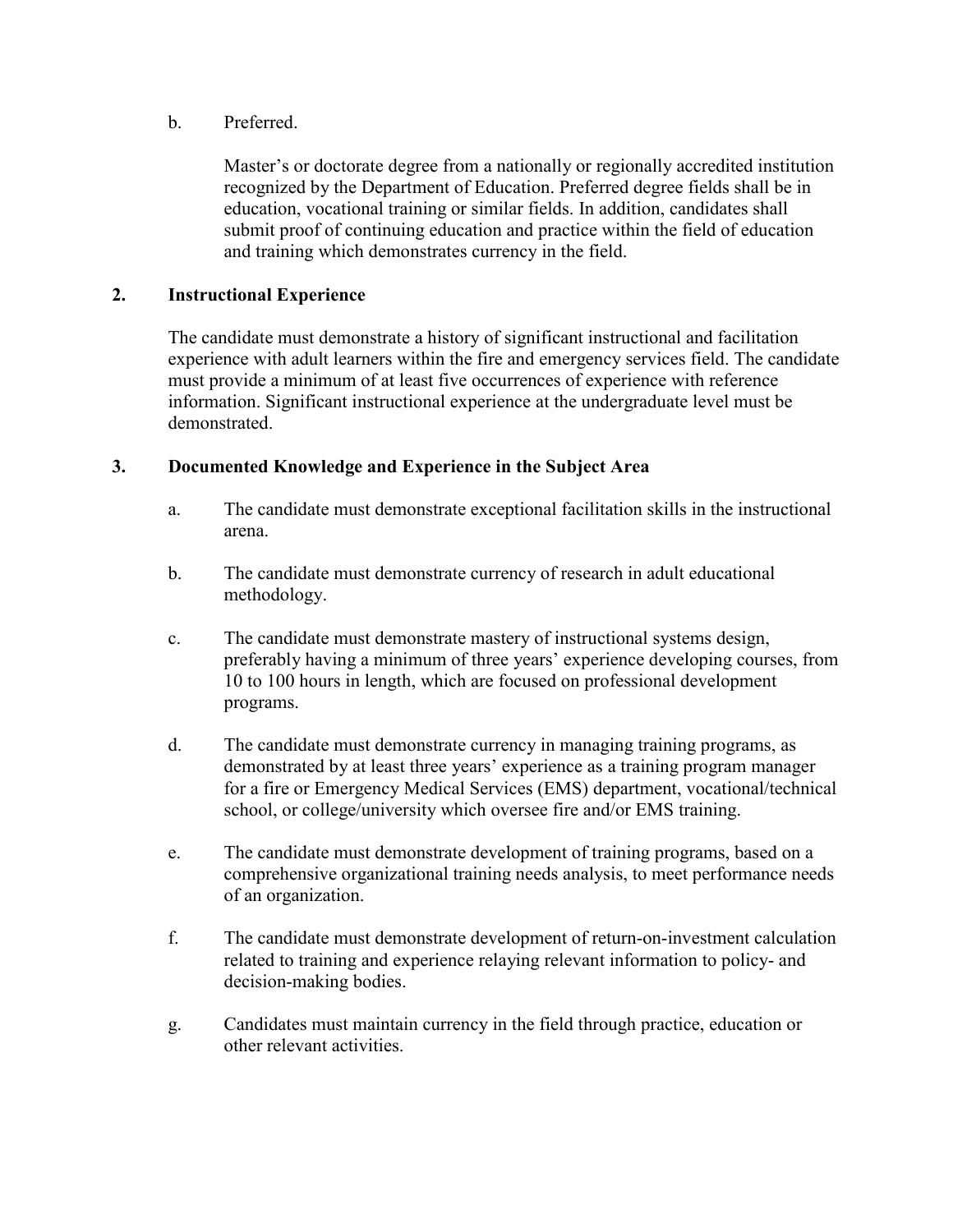b. Preferred.

Master's or doctorate degree from a nationally or regionally accredited institution recognized by the Department of Education. Preferred degree fields shall be in education, vocational training or similar fields. In addition, candidates shall submit proof of continuing education and practice within the field of education and training which demonstrates currency in the field.

**2. Instructional Experience**

The candidate must demonstrate a history of significant instructional and facilitation experience with adult learners within the fire and emergency services field. The candidate must provide a minimum of at least five occurrences of experience with reference information. Significant instructional experience at the undergraduate level must be demonstrated.

**3. Documented Knowledge and Experience in the Subject Area**

a. The candidate must demonstrate exceptional facilitation skills in the instructional arena.

b. The candidate must demonstrate currency of research in adult educational methodology.

c. The candidate must demonstrate mastery of instructional systems design, preferably having a minimum of three years' experience developing courses, from 10 to 100 hours in length, which are focused on professional development programs.

d. The candidate must demonstrate currency in managing training programs, as demonstrated by at least three years' experience as a training program manager for a fire or Emergency Medical Services (EMS) department, vocational/technical school, or college/university which oversee fire and/or EMS training.

e. The candidate must demonstrate development of training programs, based on a comprehensive organizational training needs analysis, to meet performance needs of an organization.

f. The candidate must demonstrate development of return-on-investment calculation related to training and experience relaying relevant information to policy- and decision-making bodies.

g. Candidates must maintain currency in the field through practice, education or other relevant activities.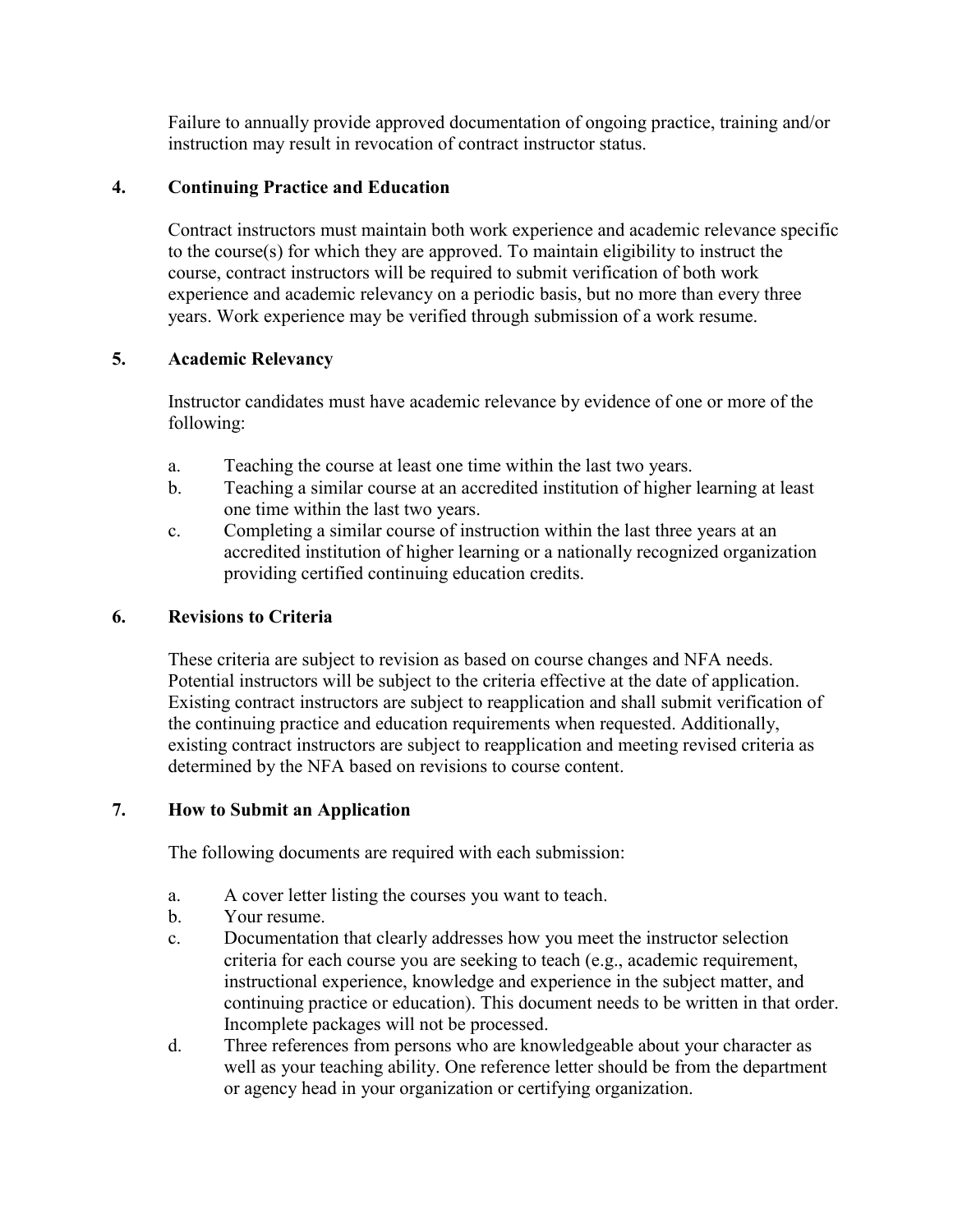Failure to annually provide approved documentation of ongoing practice, training and/or instruction may result in revocation of contract instructor status.

## 4. Continuing Practice and Education

Contract instructors must maintain both work experience and academic relevance specific to the course(s) for which they are approved. To maintain eligibility to instruct the course, contract instructors will be required to submit verification of both work experience and academic relevancy on a periodic basis, but no more than every three years. Work experience may be verified through submission of a work resume.

## 5. Academic Relevancy

Instructor candidates must have academic relevance by evidence of one or more of the following:

a. Teaching the course at least one time within the last two years.
b. Teaching a similar course at an accredited institution of higher learning at least one time within the last two years.
c. Completing a similar course of instruction within the last three years at an accredited institution of higher learning or a nationally recognized organization providing certified continuing education credits.

## 6. Revisions to Criteria

These criteria are subject to revision as based on course changes and NFA needs. Potential instructors will be subject to the criteria effective at the date of application. Existing contract instructors are subject to reapplication and shall submit verification of the continuing practice and education requirements when requested. Additionally, existing contract instructors are subject to reapplication and meeting revised criteria as determined by the NFA based on revisions to course content.

## 7. How to Submit an Application

The following documents are required with each submission:

a. A cover letter listing the courses you want to teach.
b. Your resume.
c. Documentation that clearly addresses how you meet the instructor selection criteria for each course you are seeking to teach (e.g., academic requirement, instructional experience, knowledge and experience in the subject matter, and continuing practice or education). This document needs to be written in that order. Incomplete packages will not be processed.
d. Three references from persons who are knowledgeable about your character as well as your teaching ability. One reference letter should be from the department or agency head in your organization or certifying organization.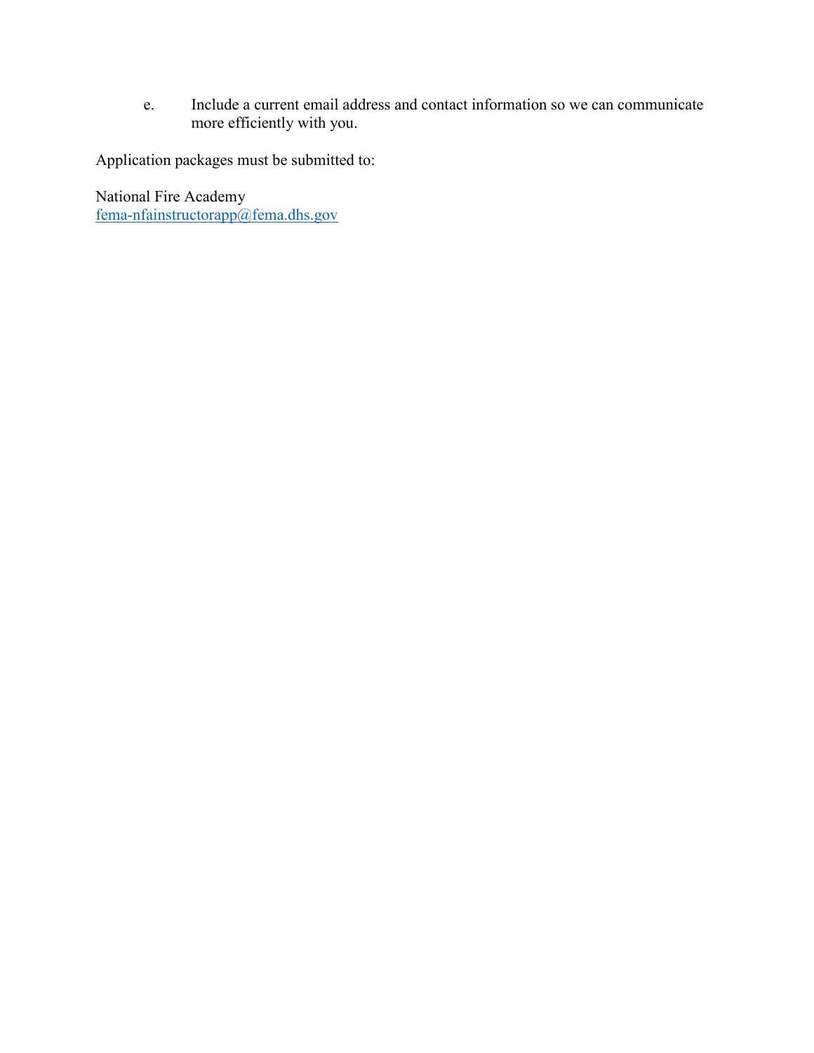e. Include a current email address and contact information so we can communicate more efficiently with you.

Application packages must be submitted to:

National Fire Academy
fema-nfainstructorapp@fema.dhs.gov